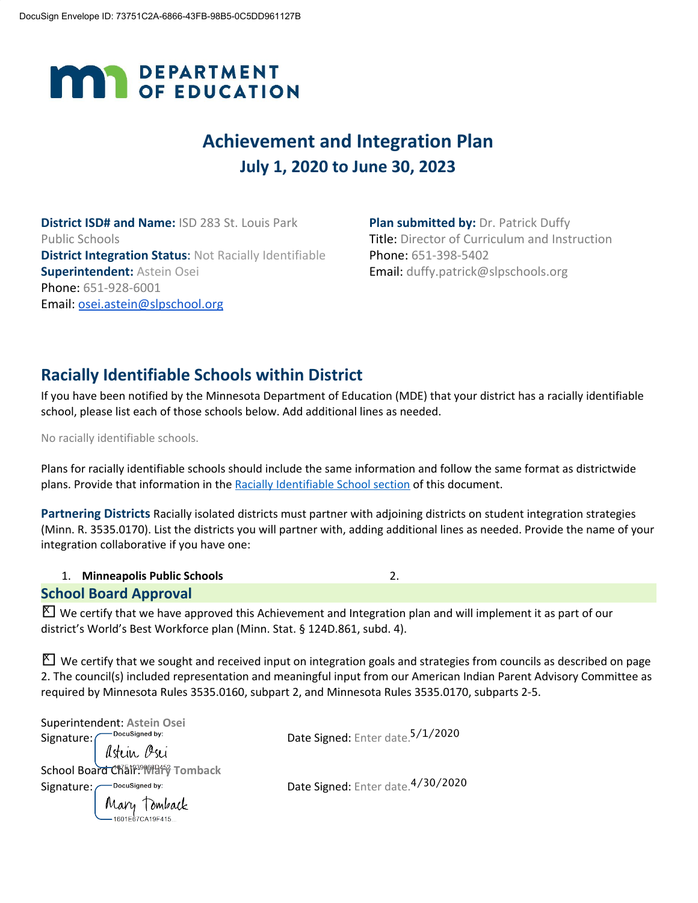DocuSign Envelope ID: 73751C2A-6866-43FB-98B5-0C5DD961127B

DEPARTMENT OF EDUCATION

# Achievement and Integration Plan
## July 1, 2020 to June 30, 2023

**District ISD# and Name:** ISD 283 St. Louis Park Public Schools
**District Integration Status**: Not Racially Identifiable
**Superintendent:** Astein Osei
Phone: 651-928-6001
Email: osei.astein@slpschool.org

**Plan submitted by:** Dr. Patrick Duffy
Title: Director of Curriculum and Instruction
Phone: 651-398-5402
Email: duffy.patrick@slpschools.org

## Racially Identifiable Schools within District

If you have been notified by the Minnesota Department of Education (MDE) that your district has a racially identifiable school, please list each of those schools below. Add additional lines as needed.

No racially identifiable schools.

Plans for racially identifiable schools should include the same information and follow the same format as districtwide plans. Provide that information in the Racially Identifiable School section of this document.

**Partnering Districts** Racially isolated districts must partner with adjoining districts on student integration strategies (Minn. R. 3535.0170). List the districts you will partner with, adding additional lines as needed. Provide the name of your integration collaborative if you have one:

1. **Minneapolis Public Schools**
2.

## School Board Approval

☒ We certify that we have approved this Achievement and Integration plan and will implement it as part of our district's World's Best Workforce plan (Minn. Stat. § 124D.861, subd. 4).

☒ We certify that we sought and received input on integration goals and strategies from councils as described on page 2. The council(s) included representation and meaningful input from our American Indian Parent Advisory Committee as required by Minnesota Rules 3535.0160, subpart 2, and Minnesota Rules 3535.0170, subparts 2-5.

Superintendent: **Astein Osei**
Signature: DocuSigned by: Astein Osei
Date Signed: 5/1/2020

School Board Chair: **Mary Tomback**
Signature: DocuSigned by: Mary Tomback 1601E67CA19F415...
Date Signed: 4/30/2020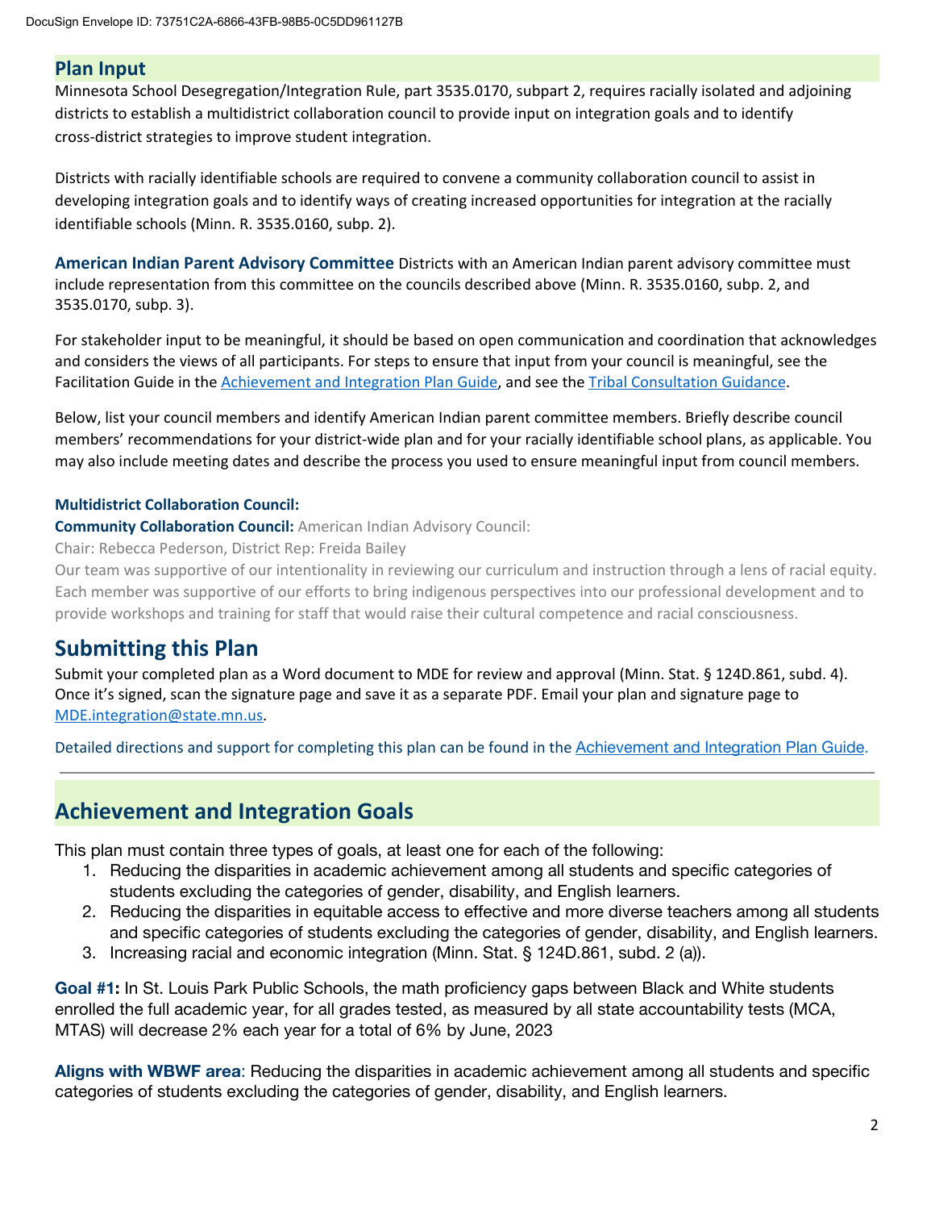## Plan Input

Minnesota School Desegregation/Integration Rule, part 3535.0170, subpart 2, requires racially isolated and adjoining districts to establish a multidistrict collaboration council to provide input on integration goals and to identify cross-district strategies to improve student integration.

Districts with racially identifiable schools are required to convene a community collaboration council to assist in developing integration goals and to identify ways of creating increased opportunities for integration at the racially identifiable schools (Minn. R. 3535.0160, subp. 2).

**American Indian Parent Advisory Committee** Districts with an American Indian parent advisory committee must include representation from this committee on the councils described above (Minn. R. 3535.0160, subp. 2, and 3535.0170, subp. 3).

For stakeholder input to be meaningful, it should be based on open communication and coordination that acknowledges and considers the views of all participants. For steps to ensure that input from your council is meaningful, see the Facilitation Guide in the Achievement and Integration Plan Guide, and see the Tribal Consultation Guidance.

Below, list your council members and identify American Indian parent committee members. Briefly describe council members' recommendations for your district-wide plan and for your racially identifiable school plans, as applicable. You may also include meeting dates and describe the process you used to ensure meaningful input from council members.

**Multidistrict Collaboration Council:**

**Community Collaboration Council:** American Indian Advisory Council:

Chair: Rebecca Pederson, District Rep: Freida Bailey

Our team was supportive of our intentionality in reviewing our curriculum and instruction through a lens of racial equity. Each member was supportive of our efforts to bring indigenous perspectives into our professional development and to provide workshops and training for staff that would raise their cultural competence and racial consciousness.

## Submitting this Plan

Submit your completed plan as a Word document to MDE for review and approval (Minn. Stat. § 124D.861, subd. 4). Once it's signed, scan the signature page and save it as a separate PDF. Email your plan and signature page to MDE.integration@state.mn.us.

Detailed directions and support for completing this plan can be found in the Achievement and Integration Plan Guide.

---

## Achievement and Integration Goals

This plan must contain three types of goals, at least one for each of the following:

1. Reducing the disparities in academic achievement among all students and specific categories of students excluding the categories of gender, disability, and English learners.
2. Reducing the disparities in equitable access to effective and more diverse teachers among all students and specific categories of students excluding the categories of gender, disability, and English learners.
3. Increasing racial and economic integration (Minn. Stat. § 124D.861, subd. 2 (a)).

**Goal #1:** In St. Louis Park Public Schools, the math proficiency gaps between Black and White students enrolled the full academic year, for all grades tested, as measured by all state accountability tests (MCA, MTAS) will decrease 2% each year for a total of 6% by June, 2023

**Aligns with WBWF area**: Reducing the disparities in academic achievement among all students and specific categories of students excluding the categories of gender, disability, and English learners.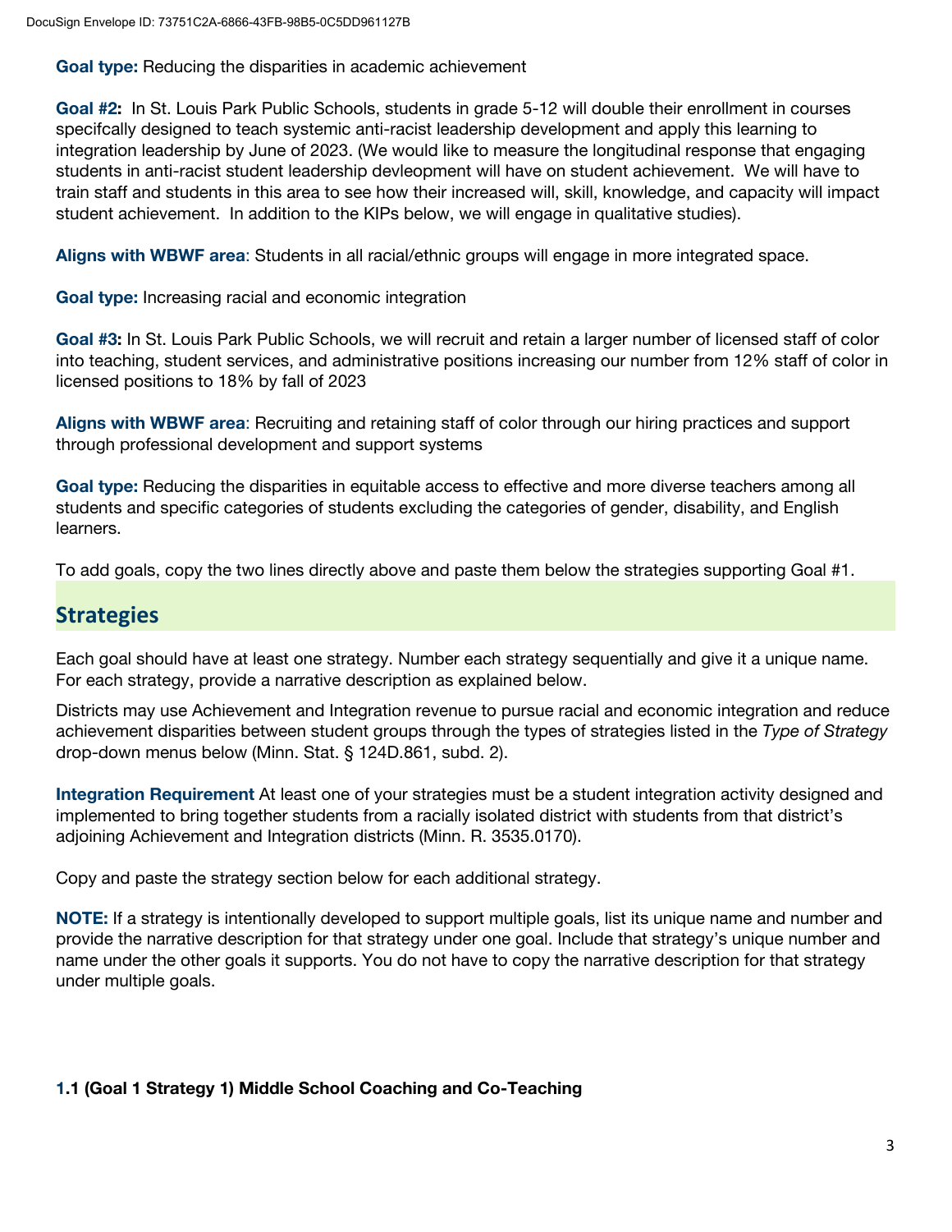**Goal type:** Reducing the disparities in academic achievement

**Goal #2:** In St. Louis Park Public Schools, students in grade 5-12 will double their enrollment in courses specifcally designed to teach systemic anti-racist leadership development and apply this learning to integration leadership by June of 2023. (We would like to measure the longitudinal response that engaging students in anti-racist student leadership devleopment will have on student achievement. We will have to train staff and students in this area to see how their increased will, skill, knowledge, and capacity will impact student achievement. In addition to the KIPs below, we will engage in qualitative studies).

**Aligns with WBWF area**: Students in all racial/ethnic groups will engage in more integrated space.

**Goal type:** Increasing racial and economic integration

**Goal #3:** In St. Louis Park Public Schools, we will recruit and retain a larger number of licensed staff of color into teaching, student services, and administrative positions increasing our number from 12% staff of color in licensed positions to 18% by fall of 2023

**Aligns with WBWF area**: Recruiting and retaining staff of color through our hiring practices and support through professional development and support systems

**Goal type:** Reducing the disparities in equitable access to effective and more diverse teachers among all students and specific categories of students excluding the categories of gender, disability, and English learners.

To add goals, copy the two lines directly above and paste them below the strategies supporting Goal #1.

## Strategies

Each goal should have at least one strategy. Number each strategy sequentially and give it a unique name. For each strategy, provide a narrative description as explained below.

Districts may use Achievement and Integration revenue to pursue racial and economic integration and reduce achievement disparities between student groups through the types of strategies listed in the *Type of Strategy* drop-down menus below (Minn. Stat. § 124D.861, subd. 2).

**Integration Requirement** At least one of your strategies must be a student integration activity designed and implemented to bring together students from a racially isolated district with students from that district's adjoining Achievement and Integration districts (Minn. R. 3535.0170).

Copy and paste the strategy section below for each additional strategy.

**NOTE:** If a strategy is intentionally developed to support multiple goals, list its unique name and number and provide the narrative description for that strategy under one goal. Include that strategy's unique number and name under the other goals it supports. You do not have to copy the narrative description for that strategy under multiple goals.

**1.1 (Goal 1 Strategy 1) Middle School Coaching and Co-Teaching**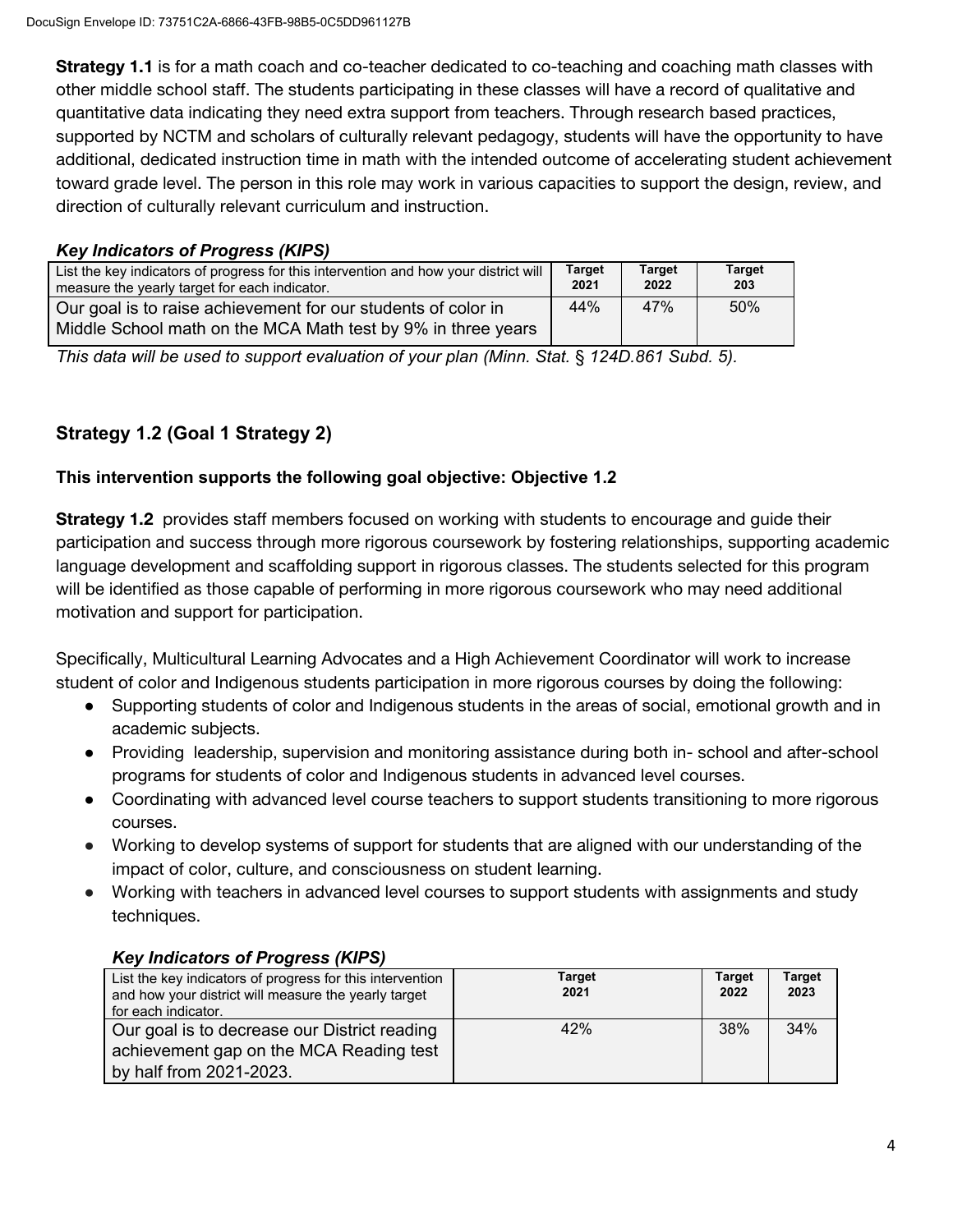**Strategy 1.1** is for a math coach and co-teacher dedicated to co-teaching and coaching math classes with other middle school staff. The students participating in these classes will have a record of qualitative and quantitative data indicating they need extra support from teachers. Through research based practices, supported by NCTM and scholars of culturally relevant pedagogy, students will have the opportunity to have additional, dedicated instruction time in math with the intended outcome of accelerating student achievement toward grade level. The person in this role may work in various capacities to support the design, review, and direction of culturally relevant curriculum and instruction.

***Key Indicators of Progress (KIPS)***

| List the key indicators of progress for this intervention and how your district will measure the yearly target for each indicator. | Target 2021 | Target 2022 | Target 203 |
|---|---|---|---|
| Our goal is to raise achievement for our students of color in Middle School math on the MCA Math test by 9% in three years | 44% | 47% | 50% |

*This data will be used to support evaluation of your plan (Minn. Stat. § 124D.861 Subd. 5).*

### Strategy 1.2 (Goal 1 Strategy 2)

**This intervention supports the following goal objective: Objective 1.2**

**Strategy 1.2** provides staff members focused on working with students to encourage and guide their participation and success through more rigorous coursework by fostering relationships, supporting academic language development and scaffolding support in rigorous classes. The students selected for this program will be identified as those capable of performing in more rigorous coursework who may need additional motivation and support for participation.

Specifically, Multicultural Learning Advocates and a High Achievement Coordinator will work to increase student of color and Indigenous students participation in more rigorous courses by doing the following:

- Supporting students of color and Indigenous students in the areas of social, emotional growth and in academic subjects.
- Providing leadership, supervision and monitoring assistance during both in- school and after-school programs for students of color and Indigenous students in advanced level courses.
- Coordinating with advanced level course teachers to support students transitioning to more rigorous courses.
- Working to develop systems of support for students that are aligned with our understanding of the impact of color, culture, and consciousness on student learning.
- Working with teachers in advanced level courses to support students with assignments and study techniques.

***Key Indicators of Progress (KIPS)***

| List the key indicators of progress for this intervention and how your district will measure the yearly target for each indicator. | Target 2021 | Target 2022 | Target 2023 |
|---|---|---|---|
| Our goal is to decrease our District reading achievement gap on the MCA Reading test by half from 2021-2023. | 42% | 38% | 34% |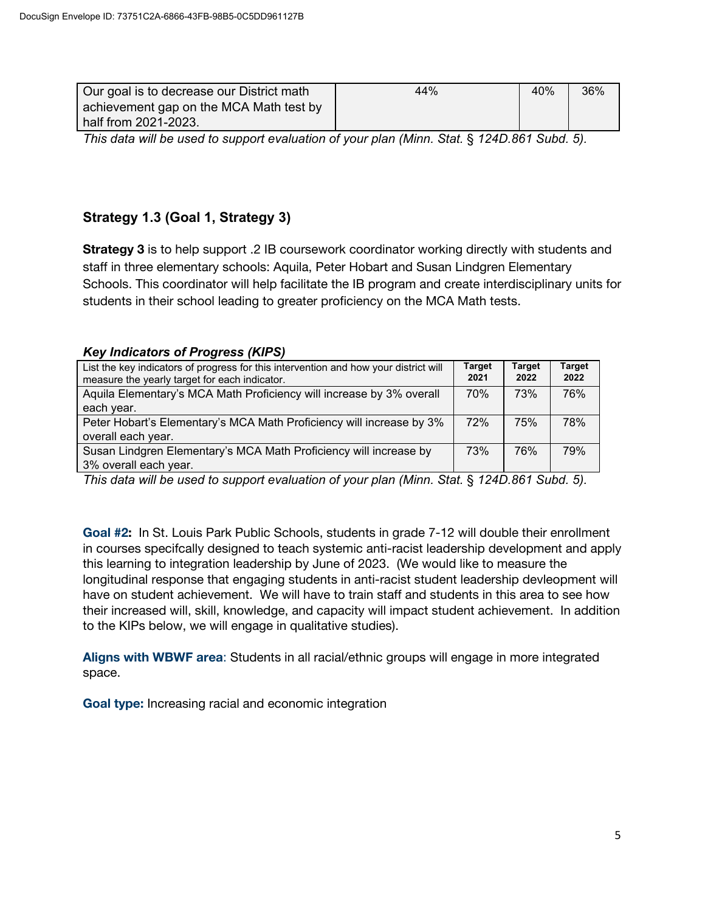| Our goal is to decrease our District math achievement gap on the MCA Math test by half from 2021-2023. | 44% | 40% | 36% |
|---|---|---|---|

*This data will be used to support evaluation of your plan (Minn. Stat. § 124D.861 Subd. 5).*

### Strategy 1.3 (Goal 1, Strategy 3)

**Strategy 3** is to help support .2 IB coursework coordinator working directly with students and staff in three elementary schools: Aquila, Peter Hobart and Susan Lindgren Elementary Schools. This coordinator will help facilitate the IB program and create interdisciplinary units for students in their school leading to greater proficiency on the MCA Math tests.

***Key Indicators of Progress (KIPS)***

| List the key indicators of progress for this intervention and how your district will measure the yearly target for each indicator. | **Target 2021** | **Target 2022** | **Target 2022** |
|---|---|---|---|
| Aquila Elementary's MCA Math Proficiency will increase by 3% overall each year. | 70% | 73% | 76% |
| Peter Hobart's Elementary's MCA Math Proficiency will increase by 3% overall each year. | 72% | 75% | 78% |
| Susan Lindgren Elementary's MCA Math Proficiency will increase by 3% overall each year. | 73% | 76% | 79% |

*This data will be used to support evaluation of your plan (Minn. Stat. § 124D.861 Subd. 5).*

**Goal #2:** In St. Louis Park Public Schools, students in grade 7-12 will double their enrollment in courses specifcally designed to teach systemic anti-racist leadership development and apply this learning to integration leadership by June of 2023. (We would like to measure the longitudinal response that engaging students in anti-racist student leadership devleopment will have on student achievement. We will have to train staff and students in this area to see how their increased will, skill, knowledge, and capacity will impact student achievement. In addition to the KIPs below, we will engage in qualitative studies).

**Aligns with WBWF area**: Students in all racial/ethnic groups will engage in more integrated space.

**Goal type:** Increasing racial and economic integration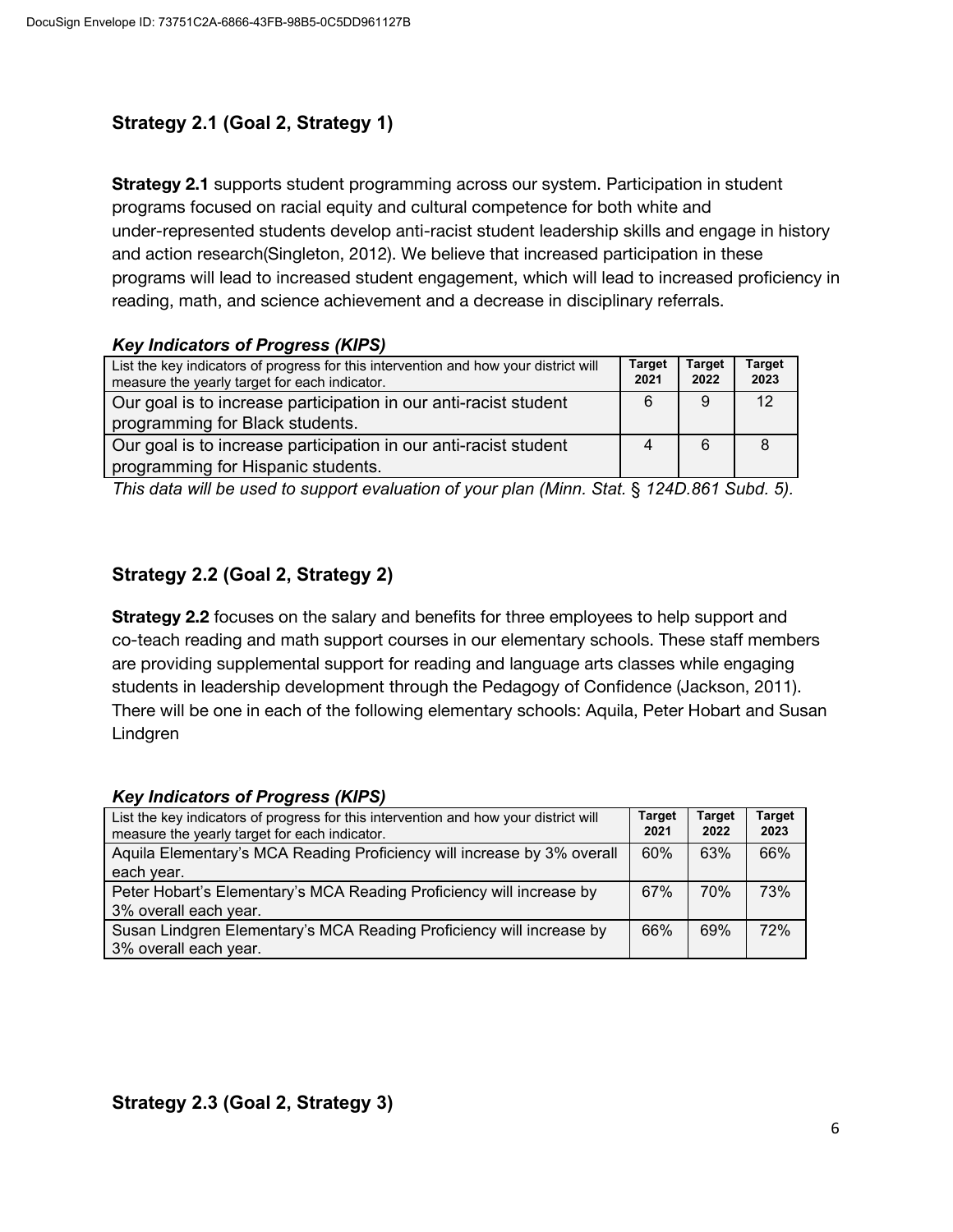## Strategy 2.1 (Goal 2, Strategy 1)

**Strategy 2.1** supports student programming across our system. Participation in student programs focused on racial equity and cultural competence for both white and under-represented students develop anti-racist student leadership skills and engage in history and action research(Singleton, 2012). We believe that increased participation in these programs will lead to increased student engagement, which will lead to increased proficiency in reading, math, and science achievement and a decrease in disciplinary referrals.

***Key Indicators of Progress (KIPS)***

| List the key indicators of progress for this intervention and how your district will measure the yearly target for each indicator. | Target 2021 | Target 2022 | Target 2023 |
|---|---|---|---|
| Our goal is to increase participation in our anti-racist student programming for Black students. | 6 | 9 | 12 |
| Our goal is to increase participation in our anti-racist student programming for Hispanic students. | 4 | 6 | 8 |

*This data will be used to support evaluation of your plan (Minn. Stat. § 124D.861 Subd. 5).*

## Strategy 2.2 (Goal 2, Strategy 2)

**Strategy 2.2** focuses on the salary and benefits for three employees to help support and co-teach reading and math support courses in our elementary schools. These staff members are providing supplemental support for reading and language arts classes while engaging students in leadership development through the Pedagogy of Confidence (Jackson, 2011). There will be one in each of the following elementary schools: Aquila, Peter Hobart and Susan Lindgren

***Key Indicators of Progress (KIPS)***

| List the key indicators of progress for this intervention and how your district will measure the yearly target for each indicator. | Target 2021 | Target 2022 | Target 2023 |
|---|---|---|---|
| Aquila Elementary's MCA Reading Proficiency will increase by 3% overall each year. | 60% | 63% | 66% |
| Peter Hobart's Elementary's MCA Reading Proficiency will increase by 3% overall each year. | 67% | 70% | 73% |
| Susan Lindgren Elementary's MCA Reading Proficiency will increase by 3% overall each year. | 66% | 69% | 72% |

## Strategy 2.3 (Goal 2, Strategy 3)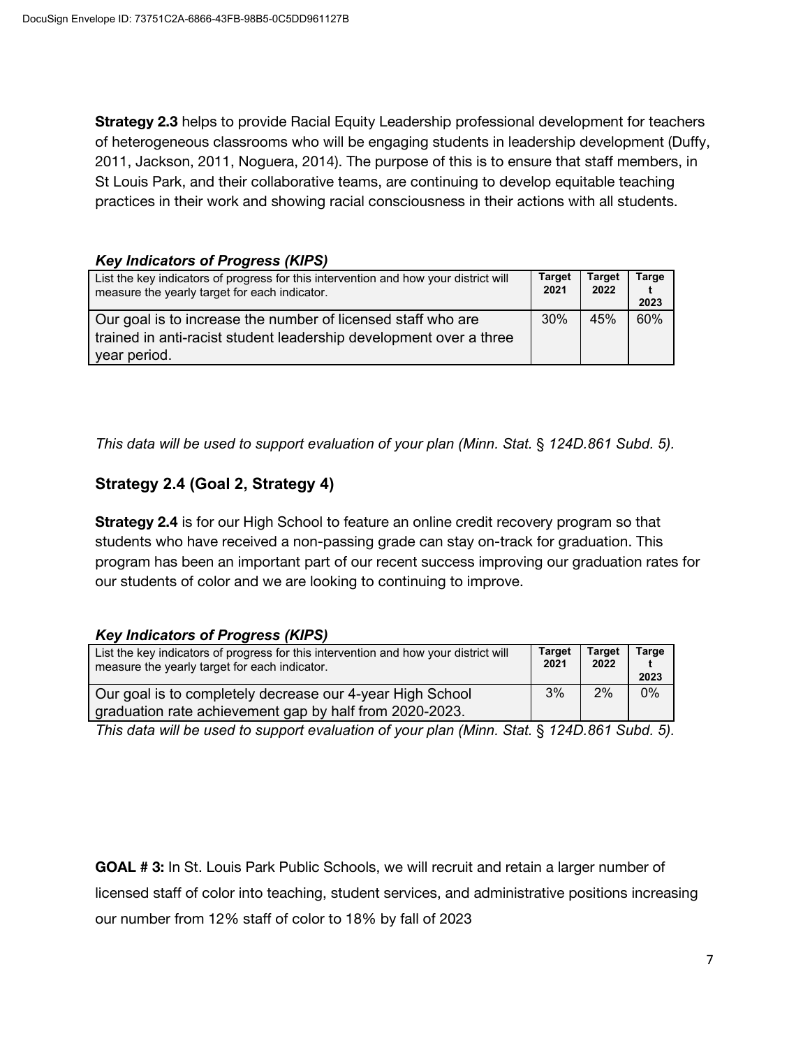**Strategy 2.3** helps to provide Racial Equity Leadership professional development for teachers of heterogeneous classrooms who will be engaging students in leadership development (Duffy, 2011, Jackson, 2011, Noguera, 2014). The purpose of this is to ensure that staff members, in St Louis Park, and their collaborative teams, are continuing to develop equitable teaching practices in their work and showing racial consciousness in their actions with all students.

***Key Indicators of Progress (KIPS)***

| List the key indicators of progress for this intervention and how your district will measure the yearly target for each indicator. | Target 2021 | Target 2022 | Target 2023 |
|---|---|---|---|
| Our goal is to increase the number of licensed staff who are trained in anti-racist student leadership development over a three year period. | 30% | 45% | 60% |

*This data will be used to support evaluation of your plan (Minn. Stat. § 124D.861 Subd. 5).*

### Strategy 2.4 (Goal 2, Strategy 4)

**Strategy 2.4** is for our High School to feature an online credit recovery program so that students who have received a non-passing grade can stay on-track for graduation. This program has been an important part of our recent success improving our graduation rates for our students of color and we are looking to continuing to improve.

***Key Indicators of Progress (KIPS)***

| List the key indicators of progress for this intervention and how your district will measure the yearly target for each indicator. | Target 2021 | Target 2022 | Target 2023 |
|---|---|---|---|
| Our goal is to completely decrease our 4-year High School graduation rate achievement gap by half from 2020-2023. | 3% | 2% | 0% |

*This data will be used to support evaluation of your plan (Minn. Stat. § 124D.861 Subd. 5).*

**GOAL # 3:** In St. Louis Park Public Schools, we will recruit and retain a larger number of licensed staff of color into teaching, student services, and administrative positions increasing our number from 12% staff of color to 18% by fall of 2023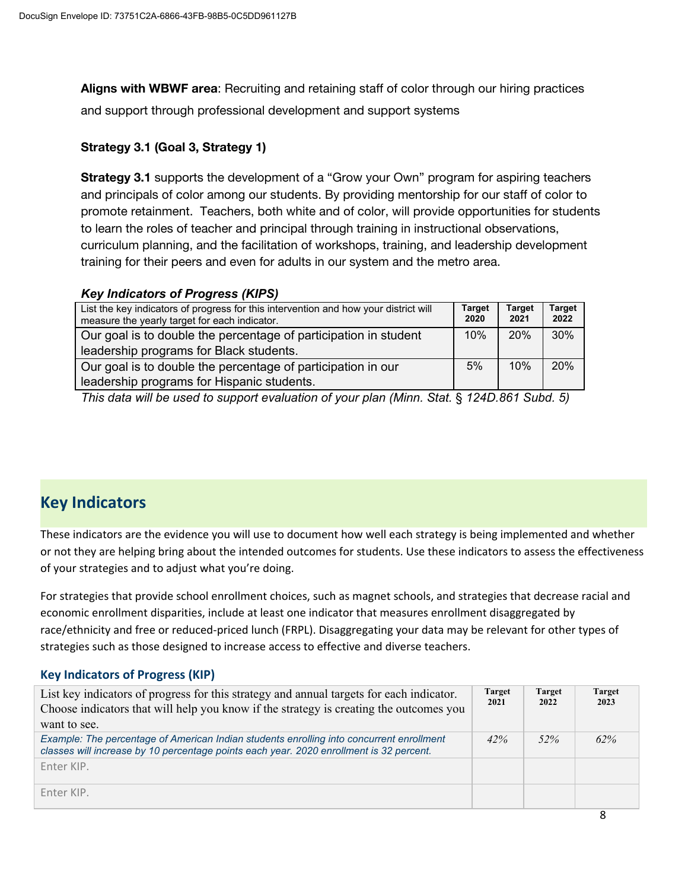**Aligns with WBWF area**: Recruiting and retaining staff of color through our hiring practices and support through professional development and support systems

**Strategy 3.1 (Goal 3, Strategy 1)**

**Strategy 3.1** supports the development of a "Grow your Own" program for aspiring teachers and principals of color among our students. By providing mentorship for our staff of color to promote retainment. Teachers, both white and of color, will provide opportunities for students to learn the roles of teacher and principal through training in instructional observations, curriculum planning, and the facilitation of workshops, training, and leadership development training for their peers and even for adults in our system and the metro area.

***Key Indicators of Progress (KIPS)***

| List the key indicators of progress for this intervention and how your district will measure the yearly target for each indicator. | Target 2020 | Target 2021 | Target 2022 |
|---|---|---|---|
| Our goal is to double the percentage of participation in student leadership programs for Black students. | 10% | 20% | 30% |
| Our goal is to double the percentage of participation in our leadership programs for Hispanic students. | 5% | 10% | 20% |

*This data will be used to support evaluation of your plan (Minn. Stat. § 124D.861 Subd. 5)*

## Key Indicators

These indicators are the evidence you will use to document how well each strategy is being implemented and whether or not they are helping bring about the intended outcomes for students. Use these indicators to assess the effectiveness of your strategies and to adjust what you're doing.

For strategies that provide school enrollment choices, such as magnet schools, and strategies that decrease racial and economic enrollment disparities, include at least one indicator that measures enrollment disaggregated by race/ethnicity and free or reduced-priced lunch (FRPL). Disaggregating your data may be relevant for other types of strategies such as those designed to increase access to effective and diverse teachers.

### Key Indicators of Progress (KIP)

| List key indicators of progress for this strategy and annual targets for each indicator. Choose indicators that will help you know if the strategy is creating the outcomes you want to see. | Target 2021 | Target 2022 | Target 2023 |
|---|---|---|---|
| *Example: The percentage of American Indian students enrolling into concurrent enrollment classes will increase by 10 percentage points each year. 2020 enrollment is 32 percent.* | *42%* | *52%* | *62%* |
| Enter KIP. | | | |
| Enter KIP. | | | |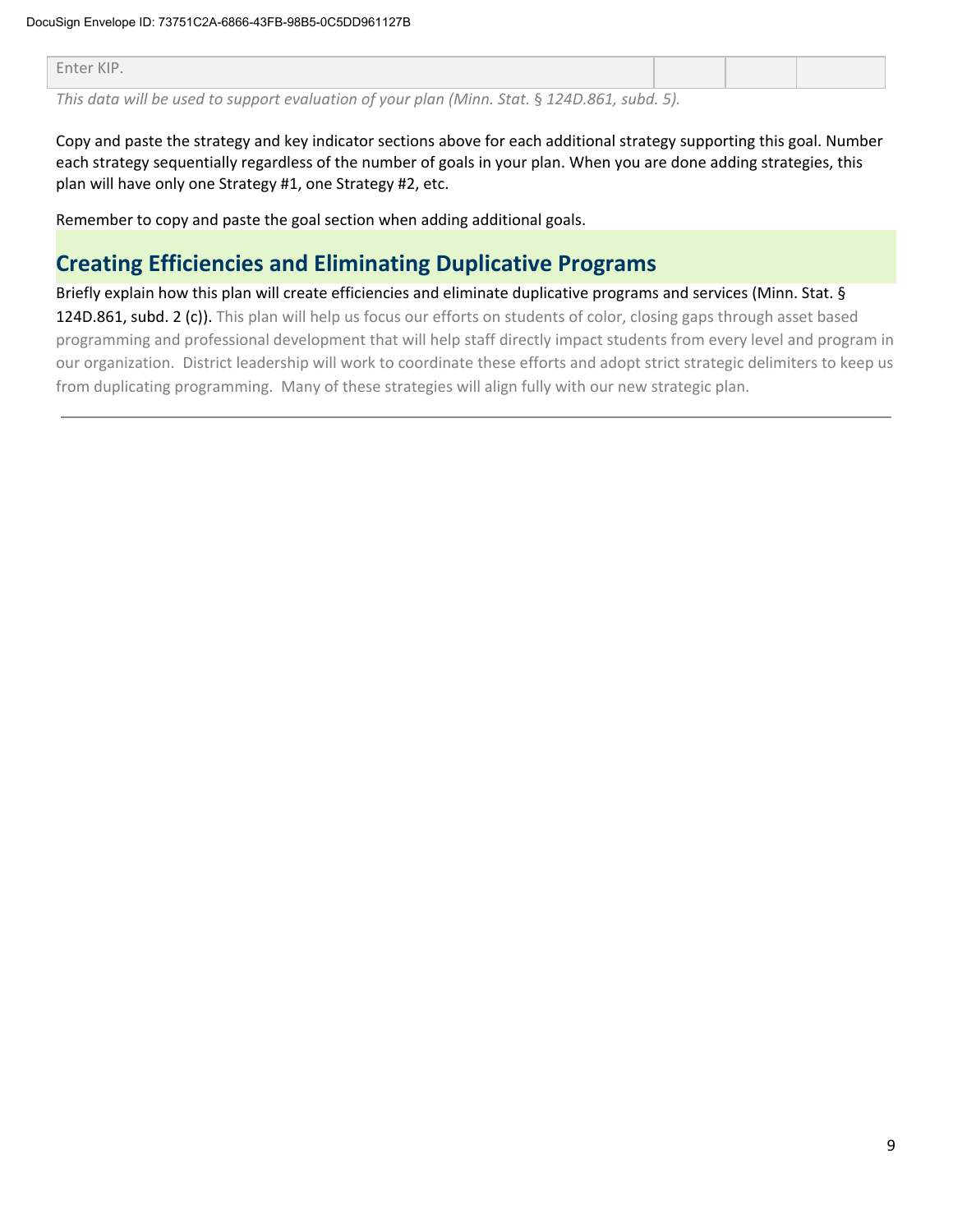| | | | |
|---|---|---|---|
| Enter KIP. | | | |

*This data will be used to support evaluation of your plan (Minn. Stat. § 124D.861, subd. 5).*

Copy and paste the strategy and key indicator sections above for each additional strategy supporting this goal. Number each strategy sequentially regardless of the number of goals in your plan. When you are done adding strategies, this plan will have only one Strategy #1, one Strategy #2, etc.

Remember to copy and paste the goal section when adding additional goals.

## Creating Efficiencies and Eliminating Duplicative Programs

Briefly explain how this plan will create efficiencies and eliminate duplicative programs and services (Minn. Stat. § 124D.861, subd. 2 (c)). This plan will help us focus our efforts on students of color, closing gaps through asset based programming and professional development that will help staff directly impact students from every level and program in our organization. District leadership will work to coordinate these efforts and adopt strict strategic delimiters to keep us from duplicating programming. Many of these strategies will align fully with our new strategic plan.